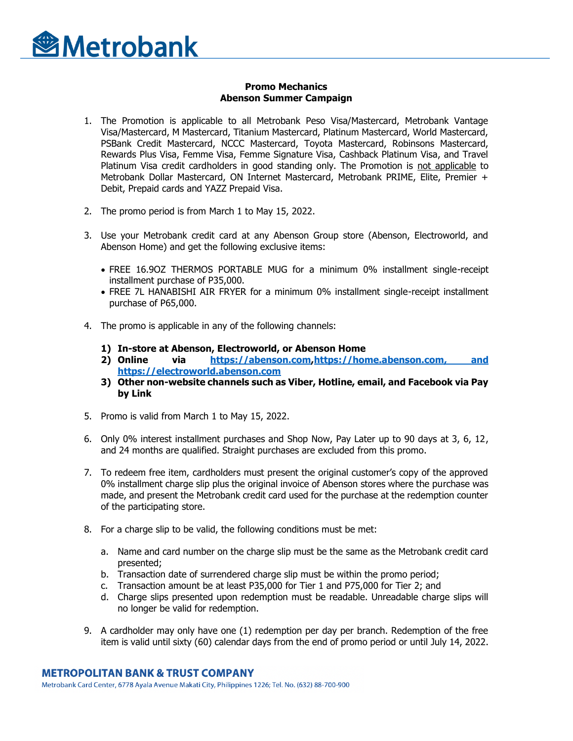# Metrobank

**Promo Mechanics**
**Abenson Summer Campaign**

1. The Promotion is applicable to all Metrobank Peso Visa/Mastercard, Metrobank Vantage Visa/Mastercard, M Mastercard, Titanium Mastercard, Platinum Mastercard, World Mastercard, PSBank Credit Mastercard, NCCC Mastercard, Toyota Mastercard, Robinsons Mastercard, Rewards Plus Visa, Femme Visa, Femme Signature Visa, Cashback Platinum Visa, and Travel Platinum Visa credit cardholders in good standing only. The Promotion is not applicable to Metrobank Dollar Mastercard, ON Internet Mastercard, Metrobank PRIME, Elite, Premier + Debit, Prepaid cards and YAZZ Prepaid Visa.

2. The promo period is from March 1 to May 15, 2022.

3. Use your Metrobank credit card at any Abenson Group store (Abenson, Electroworld, and Abenson Home) and get the following exclusive items:

   - FREE 16.9OZ THERMOS PORTABLE MUG for a minimum 0% installment single-receipt installment purchase of P35,000.
   - FREE 7L HANABISHI AIR FRYER for a minimum 0% installment single-receipt installment purchase of P65,000.

4. The promo is applicable in any of the following channels:

   1) **In-store at Abenson, Electroworld, or Abenson Home**
   2) **Online via https://abenson.com, https://home.abenson.com, and https://electroworld.abenson.com**
   3) **Other non-website channels such as Viber, Hotline, email, and Facebook via Pay by Link**

5. Promo is valid from March 1 to May 15, 2022.

6. Only 0% interest installment purchases and Shop Now, Pay Later up to 90 days at 3, 6, 12, and 24 months are qualified. Straight purchases are excluded from this promo.

7. To redeem free item, cardholders must present the original customer's copy of the approved 0% installment charge slip plus the original invoice of Abenson stores where the purchase was made, and present the Metrobank credit card used for the purchase at the redemption counter of the participating store.

8. For a charge slip to be valid, the following conditions must be met:

   a. Name and card number on the charge slip must be the same as the Metrobank credit card presented;
   b. Transaction date of surrendered charge slip must be within the promo period;
   c. Transaction amount be at least P35,000 for Tier 1 and P75,000 for Tier 2; and
   d. Charge slips presented upon redemption must be readable. Unreadable charge slips will no longer be valid for redemption.

9. A cardholder may only have one (1) redemption per day per branch. Redemption of the free item is valid until sixty (60) calendar days from the end of promo period or until July 14, 2022.

**METROPOLITAN BANK & TRUST COMPANY**
Metrobank Card Center, 6778 Ayala Avenue Makati City, Philippines 1226; Tel. No. (632) 88-700-900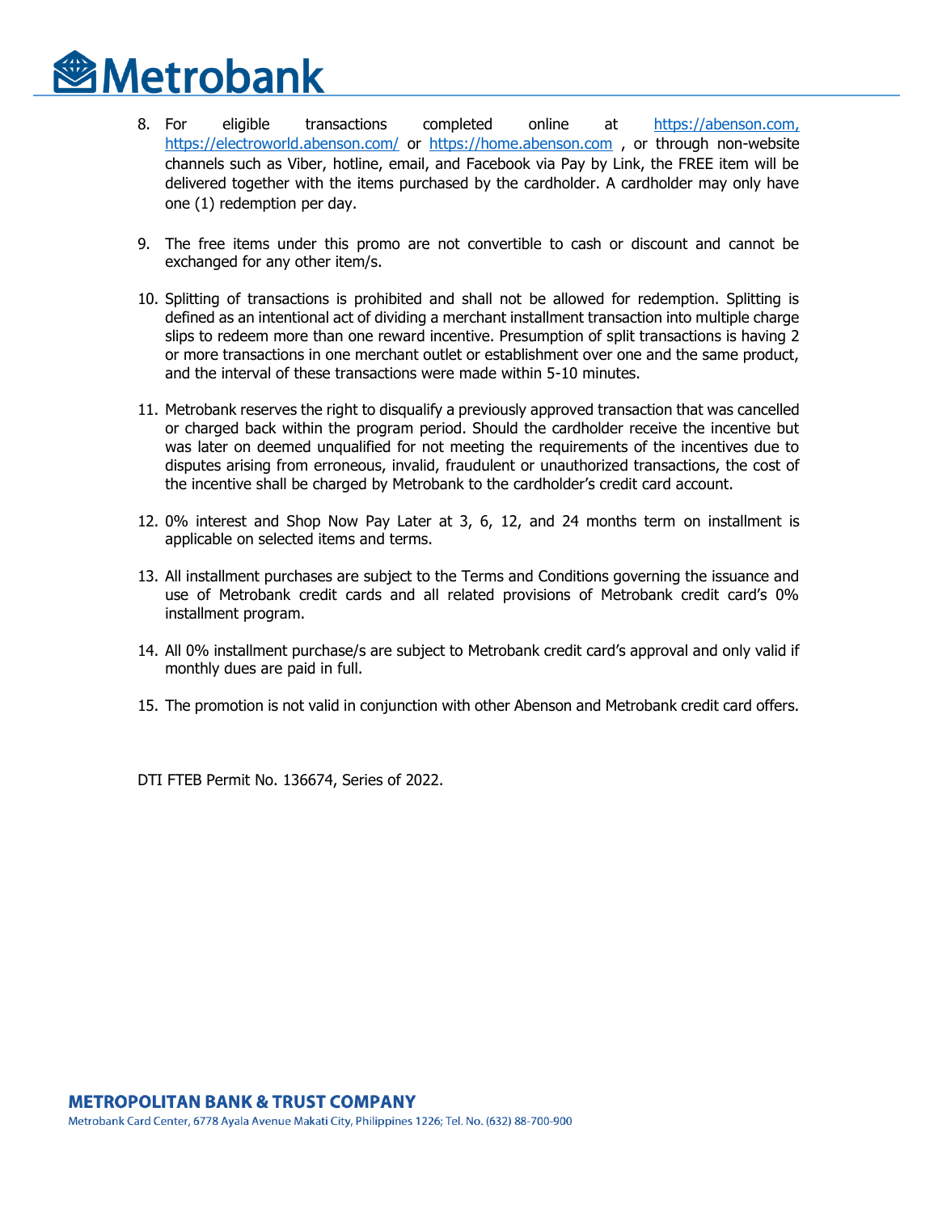8. For eligible transactions completed online at https://abenson.com, https://electroworld.abenson.com/ or https://home.abenson.com , or through non-website channels such as Viber, hotline, email, and Facebook via Pay by Link, the FREE item will be delivered together with the items purchased by the cardholder. A cardholder may only have one (1) redemption per day.

9. The free items under this promo are not convertible to cash or discount and cannot be exchanged for any other item/s.

10. Splitting of transactions is prohibited and shall not be allowed for redemption. Splitting is defined as an intentional act of dividing a merchant installment transaction into multiple charge slips to redeem more than one reward incentive. Presumption of split transactions is having 2 or more transactions in one merchant outlet or establishment over one and the same product, and the interval of these transactions were made within 5-10 minutes.

11. Metrobank reserves the right to disqualify a previously approved transaction that was cancelled or charged back within the program period. Should the cardholder receive the incentive but was later on deemed unqualified for not meeting the requirements of the incentives due to disputes arising from erroneous, invalid, fraudulent or unauthorized transactions, the cost of the incentive shall be charged by Metrobank to the cardholder's credit card account.

12. 0% interest and Shop Now Pay Later at 3, 6, 12, and 24 months term on installment is applicable on selected items and terms.

13. All installment purchases are subject to the Terms and Conditions governing the issuance and use of Metrobank credit cards and all related provisions of Metrobank credit card's 0% installment program.

14. All 0% installment purchase/s are subject to Metrobank credit card's approval and only valid if monthly dues are paid in full.

15. The promotion is not valid in conjunction with other Abenson and Metrobank credit card offers.

DTI FTEB Permit No. 136674, Series of 2022.